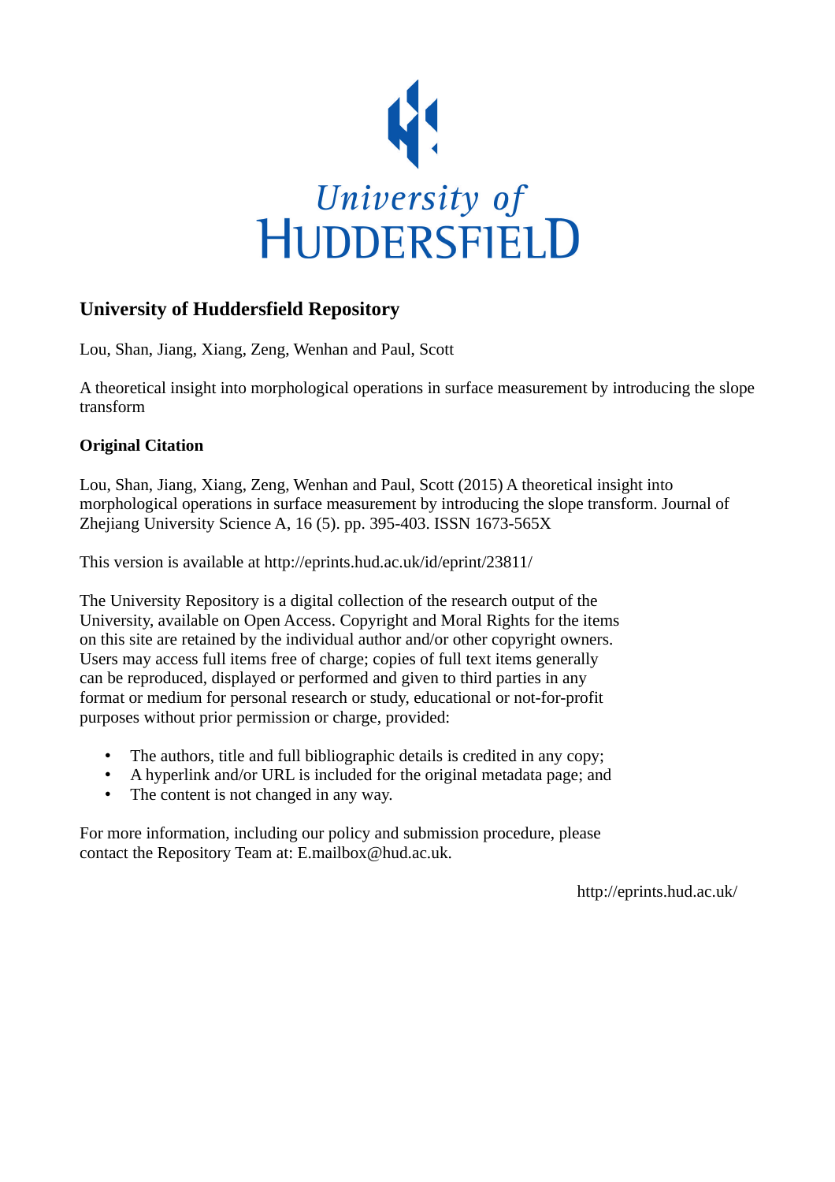University of
HUDDERSFIELD

## University of Huddersfield Repository

Lou, Shan, Jiang, Xiang, Zeng, Wenhan and Paul, Scott

A theoretical insight into morphological operations in surface measurement by introducing the slope transform

### Original Citation

Lou, Shan, Jiang, Xiang, Zeng, Wenhan and Paul, Scott (2015) A theoretical insight into morphological operations in surface measurement by introducing the slope transform. Journal of Zhejiang University Science A, 16 (5). pp. 395-403. ISSN 1673-565X

This version is available at http://eprints.hud.ac.uk/id/eprint/23811/

The University Repository is a digital collection of the research output of the University, available on Open Access. Copyright and Moral Rights for the items on this site are retained by the individual author and/or other copyright owners. Users may access full items free of charge; copies of full text items generally can be reproduced, displayed or performed and given to third parties in any format or medium for personal research or study, educational or not-for-profit purposes without prior permission or charge, provided:

- The authors, title and full bibliographic details is credited in any copy;
- A hyperlink and/or URL is included for the original metadata page; and
- The content is not changed in any way.

For more information, including our policy and submission procedure, please contact the Repository Team at: E.mailbox@hud.ac.uk.

http://eprints.hud.ac.uk/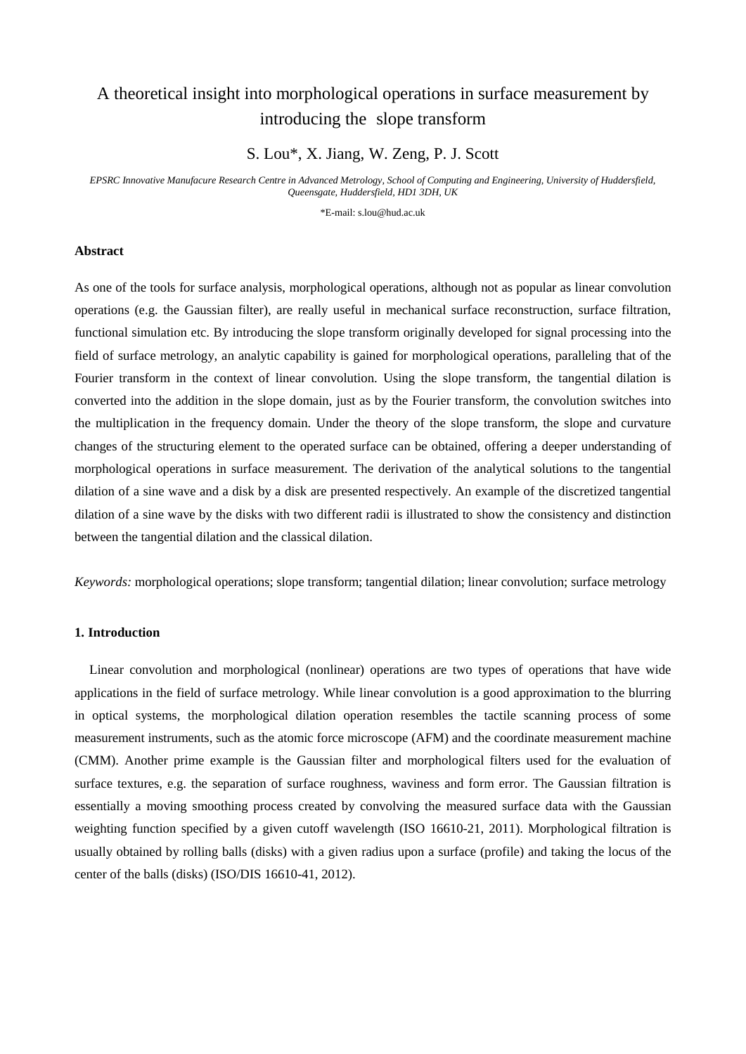# A theoretical insight into morphological operations in surface measurement by introducing the slope transform

S. Lou*, X. Jiang, W. Zeng, P. J. Scott

*EPSRC Innovative Manufacure Research Centre in Advanced Metrology, School of Computing and Engineering, University of Huddersfield, Queensgate, Huddersfield, HD1 3DH, UK*

*E-mail: s.lou@hud.ac.uk

**Abstract**

As one of the tools for surface analysis, morphological operations, although not as popular as linear convolution operations (e.g. the Gaussian filter), are really useful in mechanical surface reconstruction, surface filtration, functional simulation etc. By introducing the slope transform originally developed for signal processing into the field of surface metrology, an analytic capability is gained for morphological operations, paralleling that of the Fourier transform in the context of linear convolution. Using the slope transform, the tangential dilation is converted into the addition in the slope domain, just as by the Fourier transform, the convolution switches into the multiplication in the frequency domain. Under the theory of the slope transform, the slope and curvature changes of the structuring element to the operated surface can be obtained, offering a deeper understanding of morphological operations in surface measurement. The derivation of the analytical solutions to the tangential dilation of a sine wave and a disk by a disk are presented respectively. An example of the discretized tangential dilation of a sine wave by the disks with two different radii is illustrated to show the consistency and distinction between the tangential dilation and the classical dilation.

*Keywords:* morphological operations; slope transform; tangential dilation; linear convolution; surface metrology

## 1. Introduction

Linear convolution and morphological (nonlinear) operations are two types of operations that have wide applications in the field of surface metrology. While linear convolution is a good approximation to the blurring in optical systems, the morphological dilation operation resembles the tactile scanning process of some measurement instruments, such as the atomic force microscope (AFM) and the coordinate measurement machine (CMM). Another prime example is the Gaussian filter and morphological filters used for the evaluation of surface textures, e.g. the separation of surface roughness, waviness and form error. The Gaussian filtration is essentially a moving smoothing process created by convolving the measured surface data with the Gaussian weighting function specified by a given cutoff wavelength (ISO 16610-21, 2011). Morphological filtration is usually obtained by rolling balls (disks) with a given radius upon a surface (profile) and taking the locus of the center of the balls (disks) (ISO/DIS 16610-41, 2012).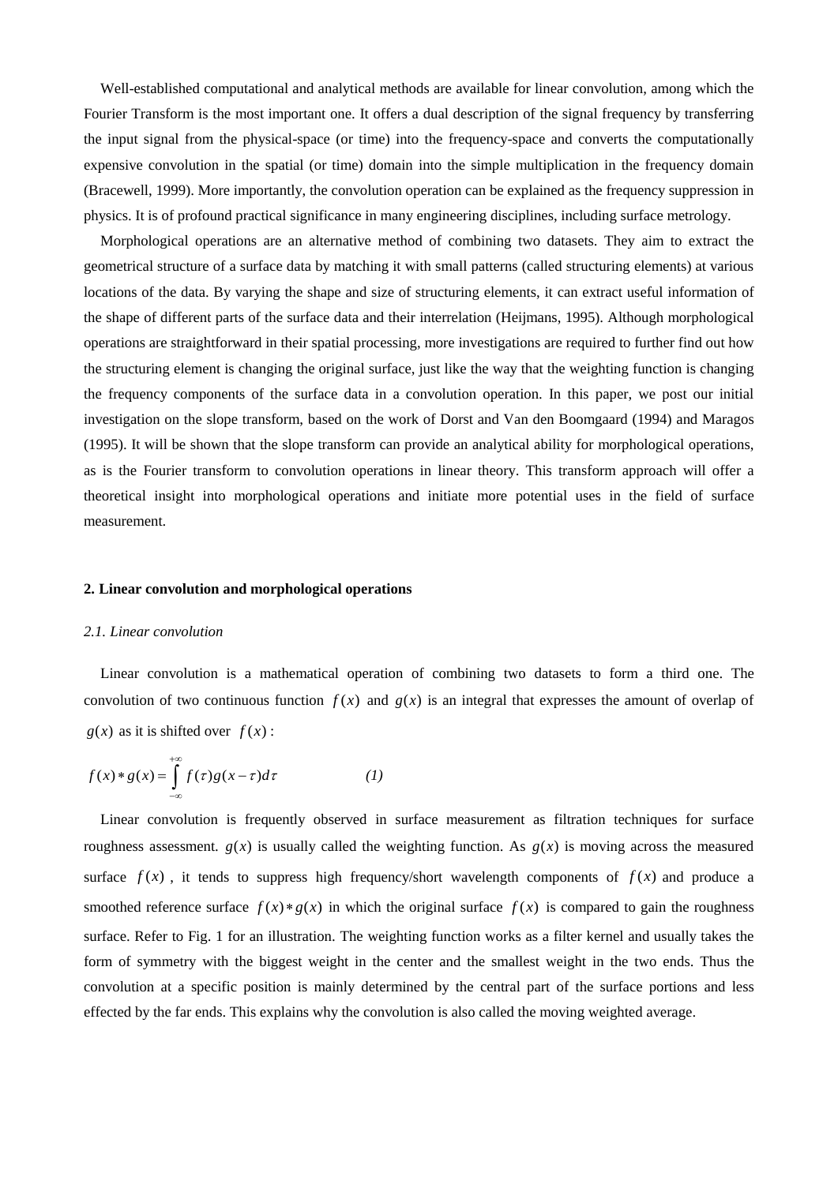Well-established computational and analytical methods are available for linear convolution, among which the Fourier Transform is the most important one. It offers a dual description of the signal frequency by transferring the input signal from the physical-space (or time) into the frequency-space and converts the computationally expensive convolution in the spatial (or time) domain into the simple multiplication in the frequency domain (Bracewell, 1999). More importantly, the convolution operation can be explained as the frequency suppression in physics. It is of profound practical significance in many engineering disciplines, including surface metrology.

Morphological operations are an alternative method of combining two datasets. They aim to extract the geometrical structure of a surface data by matching it with small patterns (called structuring elements) at various locations of the data. By varying the shape and size of structuring elements, it can extract useful information of the shape of different parts of the surface data and their interrelation (Heijmans, 1995). Although morphological operations are straightforward in their spatial processing, more investigations are required to further find out how the structuring element is changing the original surface, just like the way that the weighting function is changing the frequency components of the surface data in a convolution operation. In this paper, we post our initial investigation on the slope transform, based on the work of Dorst and Van den Boomgaard (1994) and Maragos (1995). It will be shown that the slope transform can provide an analytical ability for morphological operations, as is the Fourier transform to convolution operations in linear theory. This transform approach will offer a theoretical insight into morphological operations and initiate more potential uses in the field of surface measurement.

## 2. Linear convolution and morphological operations

### *2.1. Linear convolution*

Linear convolution is a mathematical operation of combining two datasets to form a third one. The convolution of two continuous function $f(x)$ and $g(x)$ is an integral that expresses the amount of overlap of $g(x)$ as it is shifted over $f(x)$:

$$f(x) * g(x) = \int_{-\infty}^{+\infty} f(\tau) g(x-\tau) d\tau \qquad (1)$$

Linear convolution is frequently observed in surface measurement as filtration techniques for surface roughness assessment. $g(x)$ is usually called the weighting function. As $g(x)$ is moving across the measured surface $f(x)$, it tends to suppress high frequency/short wavelength components of $f(x)$ and produce a smoothed reference surface $f(x) * g(x)$ in which the original surface $f(x)$ is compared to gain the roughness surface. Refer to Fig. 1 for an illustration. The weighting function works as a filter kernel and usually takes the form of symmetry with the biggest weight in the center and the smallest weight in the two ends. Thus the convolution at a specific position is mainly determined by the central part of the surface portions and less effected by the far ends. This explains why the convolution is also called the moving weighted average.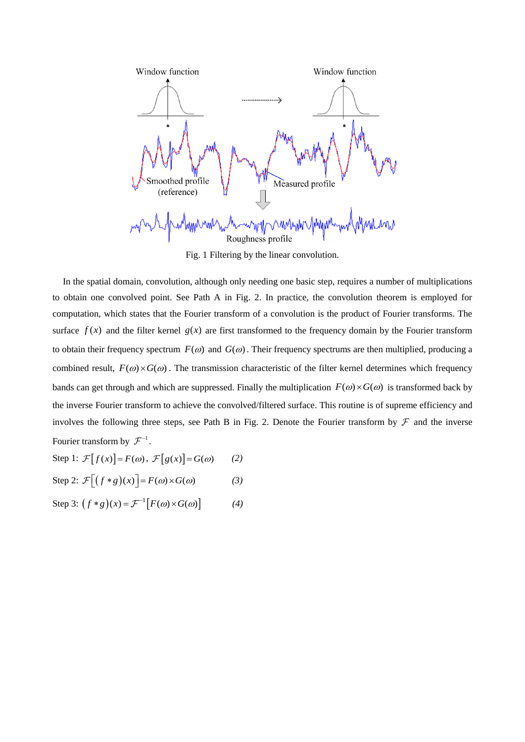Fig. 1 Filtering by the linear convolution.

In the spatial domain, convolution, although only needing one basic step, requires a number of multiplications to obtain one convolved point. See Path A in Fig. 2. In practice, the convolution theorem is employed for computation, which states that the Fourier transform of a convolution is the product of Fourier transforms. The surface $f(x)$ and the filter kernel $g(x)$ are first transformed to the frequency domain by the Fourier transform to obtain their frequency spectrum $F(\omega)$ and $G(\omega)$. Their frequency spectrums are then multiplied, producing a combined result, $F(\omega)\times G(\omega)$. The transmission characteristic of the filter kernel determines which frequency bands can get through and which are suppressed. Finally the multiplication $F(\omega)\times G(\omega)$ is transformed back by the inverse Fourier transform to achieve the convolved/filtered surface. This routine is of supreme efficiency and involves the following three steps, see Path B in Fig. 2. Denote the Fourier transform by $\mathcal{F}$ and the inverse Fourier transform by $\mathcal{F}^{-1}$.

Step 1: $\mathcal{F}\left[f(x)\right]=F(\omega)$, $\mathcal{F}\left[g(x)\right]=G(\omega)$ (2)

Step 2: $\mathcal{F}\left[(f*g)(x)\right]=F(\omega)\times G(\omega)$ (3)

Step 3: $(f*g)(x)=\mathcal{F}^{-1}\left[F(\omega)\times G(\omega)\right]$ (4)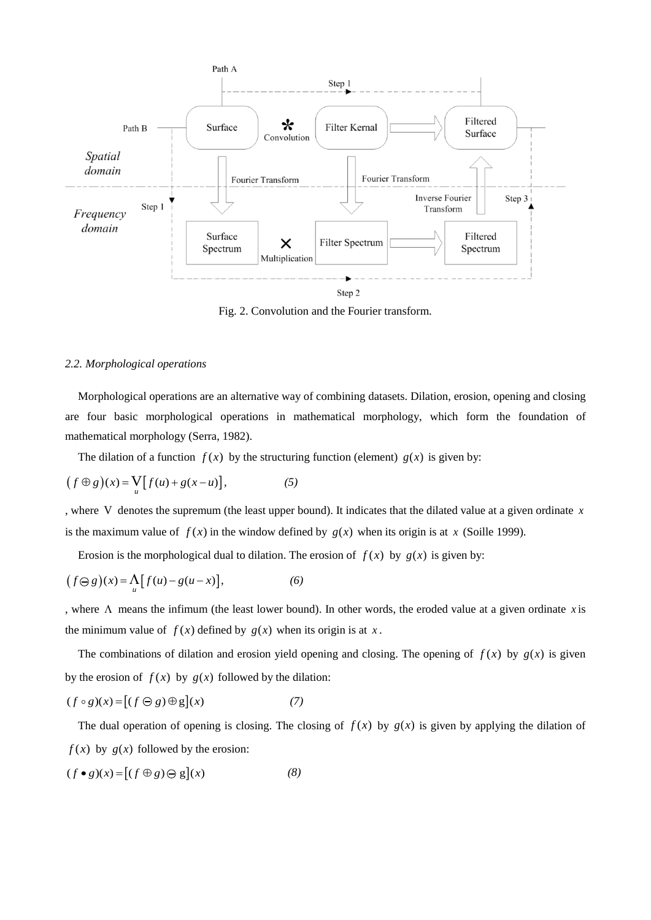Fig. 2. Convolution and the Fourier transform.

*2.2. Morphological operations*

Morphological operations are an alternative way of combining datasets. Dilation, erosion, opening and closing are four basic morphological operations in mathematical morphology, which form the foundation of mathematical morphology (Serra, 1982).

The dilation of a function $f(x)$ by the structuring function (element) $g(x)$ is given by:

$$(f \oplus g)(x) = \bigvee_{u} \left[ f(u) + g(x-u) \right], \qquad (5)$$

, where $\vee$ denotes the supremum (the least upper bound). It indicates that the dilated value at a given ordinate $x$ is the maximum value of $f(x)$ in the window defined by $g(x)$ when its origin is at $x$ (Soille 1999).

Erosion is the morphological dual to dilation. The erosion of $f(x)$ by $g(x)$ is given by:

$$(f \ominus g)(x) = \bigwedge_{u} \left[ f(u) - g(u-x) \right], \qquad (6)$$

, where $\wedge$ means the infimum (the least lower bound). In other words, the eroded value at a given ordinate $x$ is the minimum value of $f(x)$ defined by $g(x)$ when its origin is at $x$.

The combinations of dilation and erosion yield opening and closing. The opening of $f(x)$ by $g(x)$ is given by the erosion of $f(x)$ by $g(x)$ followed by the dilation:

$$(f \circ g)(x) = \left[ (f \ominus g) \oplus g \right](x) \qquad (7)$$

The dual operation of opening is closing. The closing of $f(x)$ by $g(x)$ is given by applying the dilation of $f(x)$ by $g(x)$ followed by the erosion:

$$(f \bullet g)(x) = \left[ (f \oplus g) \ominus g \right](x) \qquad (8)$$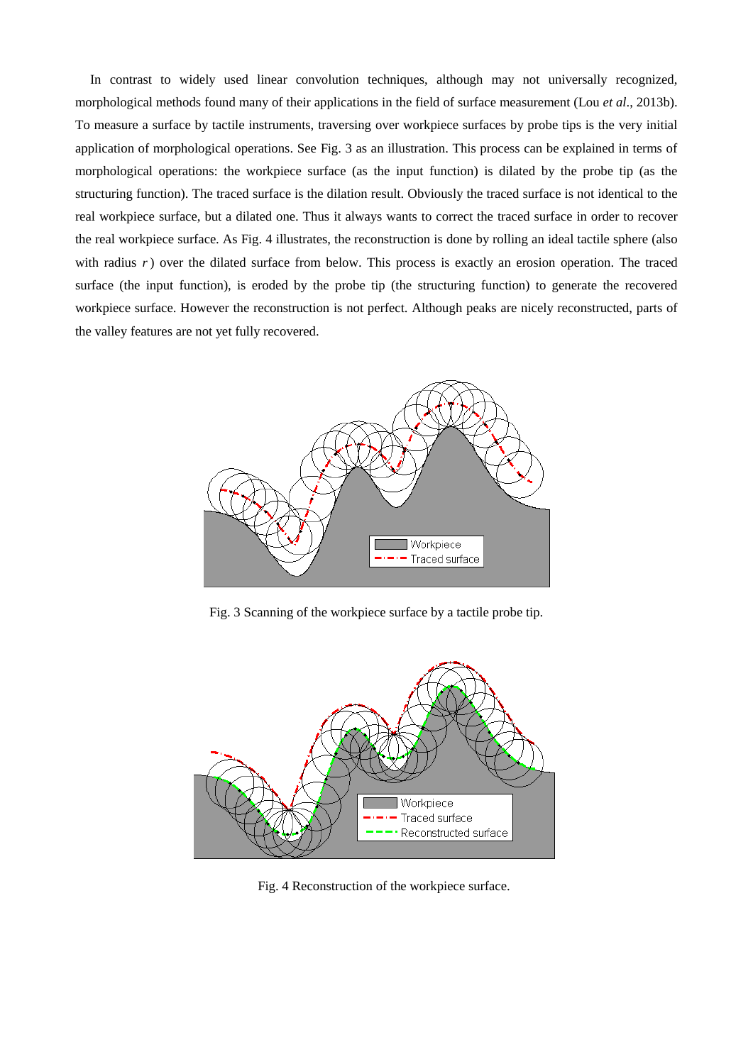In contrast to widely used linear convolution techniques, although may not universally recognized, morphological methods found many of their applications in the field of surface measurement (Lou *et al*., 2013b). To measure a surface by tactile instruments, traversing over workpiece surfaces by probe tips is the very initial application of morphological operations. See Fig. 3 as an illustration. This process can be explained in terms of morphological operations: the workpiece surface (as the input function) is dilated by the probe tip (as the structuring function). The traced surface is the dilation result. Obviously the traced surface is not identical to the real workpiece surface, but a dilated one. Thus it always wants to correct the traced surface in order to recover the real workpiece surface. As Fig. 4 illustrates, the reconstruction is done by rolling an ideal tactile sphere (also with radius $r$) over the dilated surface from below. This process is exactly an erosion operation. The traced surface (the input function), is eroded by the probe tip (the structuring function) to generate the recovered workpiece surface. However the reconstruction is not perfect. Although peaks are nicely reconstructed, parts of the valley features are not yet fully recovered.

Fig. 3 Scanning of the workpiece surface by a tactile probe tip.

Fig. 4 Reconstruction of the workpiece surface.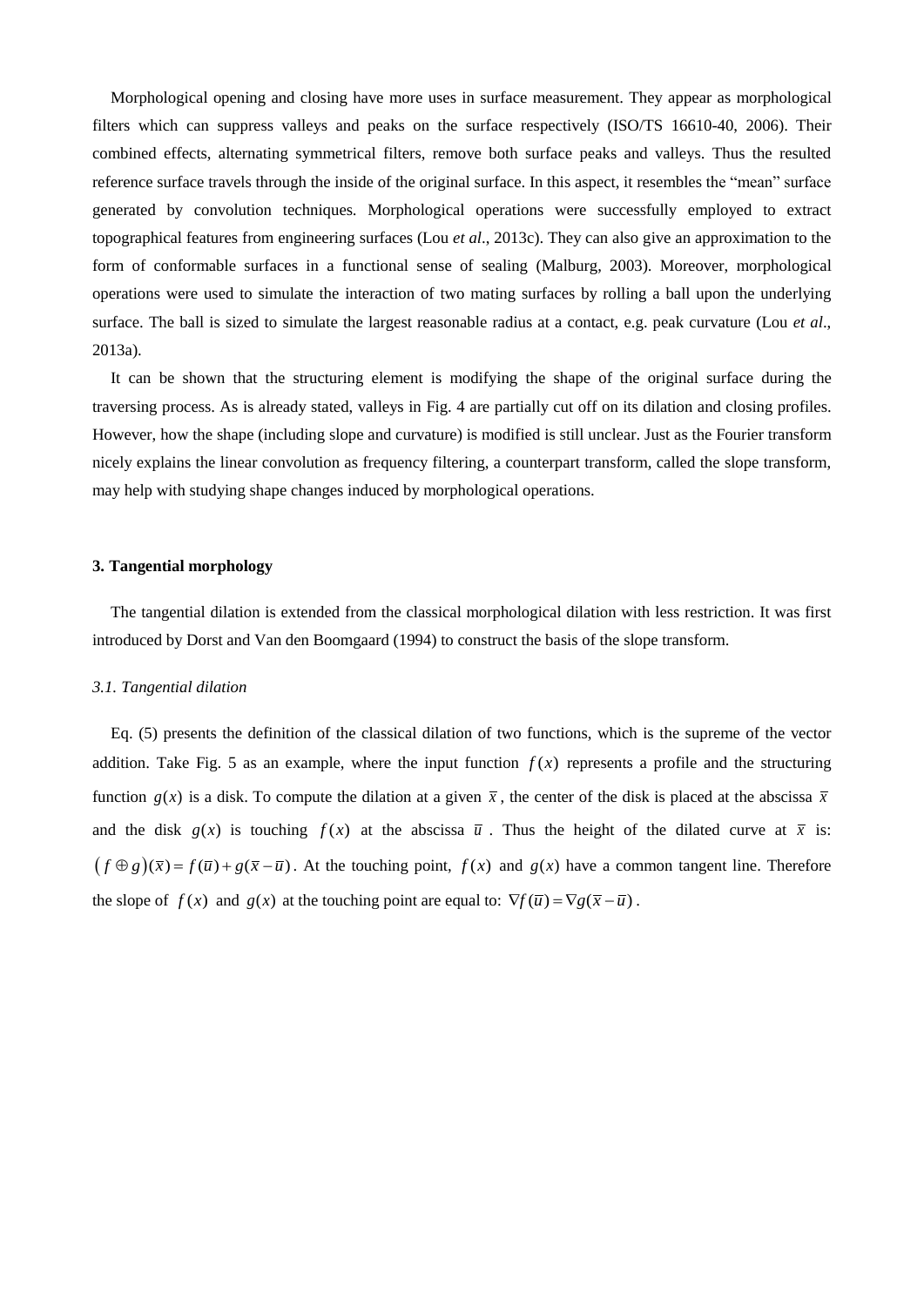Morphological opening and closing have more uses in surface measurement. They appear as morphological filters which can suppress valleys and peaks on the surface respectively (ISO/TS 16610-40, 2006). Their combined effects, alternating symmetrical filters, remove both surface peaks and valleys. Thus the resulted reference surface travels through the inside of the original surface. In this aspect, it resembles the "mean" surface generated by convolution techniques. Morphological operations were successfully employed to extract topographical features from engineering surfaces (Lou *et al*., 2013c). They can also give an approximation to the form of conformable surfaces in a functional sense of sealing (Malburg, 2003). Moreover, morphological operations were used to simulate the interaction of two mating surfaces by rolling a ball upon the underlying surface. The ball is sized to simulate the largest reasonable radius at a contact, e.g. peak curvature (Lou *et al*., 2013a).

It can be shown that the structuring element is modifying the shape of the original surface during the traversing process. As is already stated, valleys in Fig. 4 are partially cut off on its dilation and closing profiles. However, how the shape (including slope and curvature) is modified is still unclear. Just as the Fourier transform nicely explains the linear convolution as frequency filtering, a counterpart transform, called the slope transform, may help with studying shape changes induced by morphological operations.

## 3. Tangential morphology

The tangential dilation is extended from the classical morphological dilation with less restriction. It was first introduced by Dorst and Van den Boomgaard (1994) to construct the basis of the slope transform.

### *3.1. Tangential dilation*

Eq. (5) presents the definition of the classical dilation of two functions, which is the supreme of the vector addition. Take Fig. 5 as an example, where the input function $f(x)$ represents a profile and the structuring function $g(x)$ is a disk. To compute the dilation at a given $\bar{x}$, the center of the disk is placed at the abscissa $\bar{x}$ and the disk $g(x)$ is touching $f(x)$ at the abscissa $\bar{u}$. Thus the height of the dilated curve at $\bar{x}$ is: $(f \oplus g)(\bar{x}) = f(\bar{u}) + g(\bar{x} - \bar{u})$. At the touching point, $f(x)$ and $g(x)$ have a common tangent line. Therefore the slope of $f(x)$ and $g(x)$ at the touching point are equal to: $\nabla f(\bar{u}) = \nabla g(\bar{x} - \bar{u})$.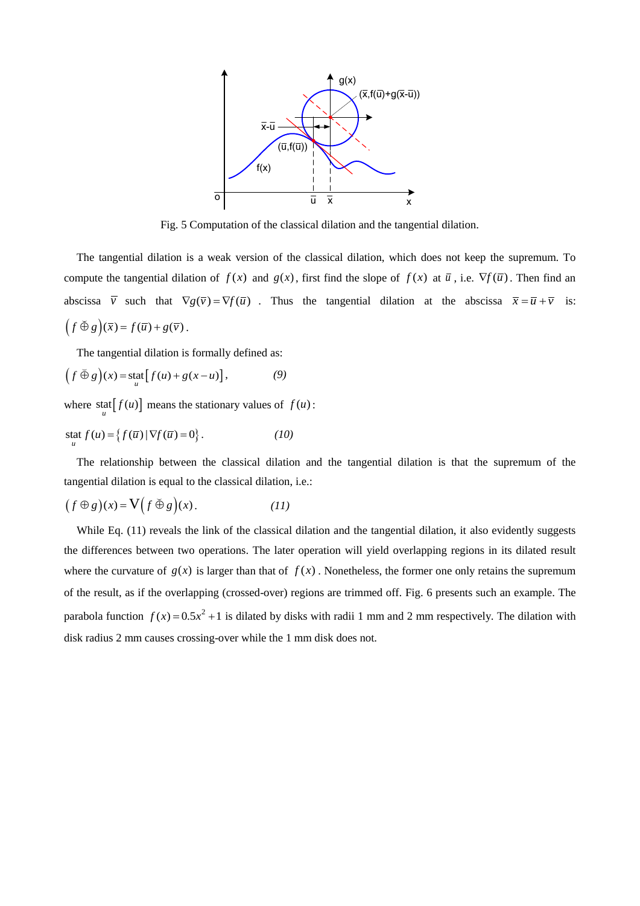Fig. 5 Computation of the classical dilation and the tangential dilation.

The tangential dilation is a weak version of the classical dilation, which does not keep the supremum. To compute the tangential dilation of $f(x)$ and $g(x)$, first find the slope of $f(x)$ at $\overline{u}$, i.e. $\nabla f(\overline{u})$. Then find an abscissa $\overline{v}$ such that $\nabla g(\overline{v}) = \nabla f(\overline{u})$. Thus the tangential dilation at the abscissa $\overline{x} = \overline{u} + \overline{v}$ is: $\left(f \breve{\oplus} g\right)(\overline{x}) = f(\overline{u}) + g(\overline{v})$.

The tangential dilation is formally defined as:

$$\left(f \breve{\oplus} g\right)(x) = \operatorname*{stat}_{u}\left[f(u) + g(x-u)\right], \qquad (9)$$

where $\operatorname*{stat}_{u}\left[f(u)\right]$ means the stationary values of $f(u)$:

$$\operatorname*{stat}_{u} f(u) = \left\{ f(\overline{u}) \,|\, \nabla f(\overline{u}) = 0 \right\}. \qquad (10)$$

The relationship between the classical dilation and the tangential dilation is that the supremum of the tangential dilation is equal to the classical dilation, i.e.:

$$\left(f \oplus g\right)(x) = \bigvee\left(f \breve{\oplus} g\right)(x). \qquad (11)$$

While Eq. (11) reveals the link of the classical dilation and the tangential dilation, it also evidently suggests the differences between two operations. The later operation will yield overlapping regions in its dilated result where the curvature of $g(x)$ is larger than that of $f(x)$. Nonetheless, the former one only retains the supremum of the result, as if the overlapping (crossed-over) regions are trimmed off. Fig. 6 presents such an example. The parabola function $f(x) = 0.5x^2 + 1$ is dilated by disks with radii 1 mm and 2 mm respectively. The dilation with disk radius 2 mm causes crossing-over while the 1 mm disk does not.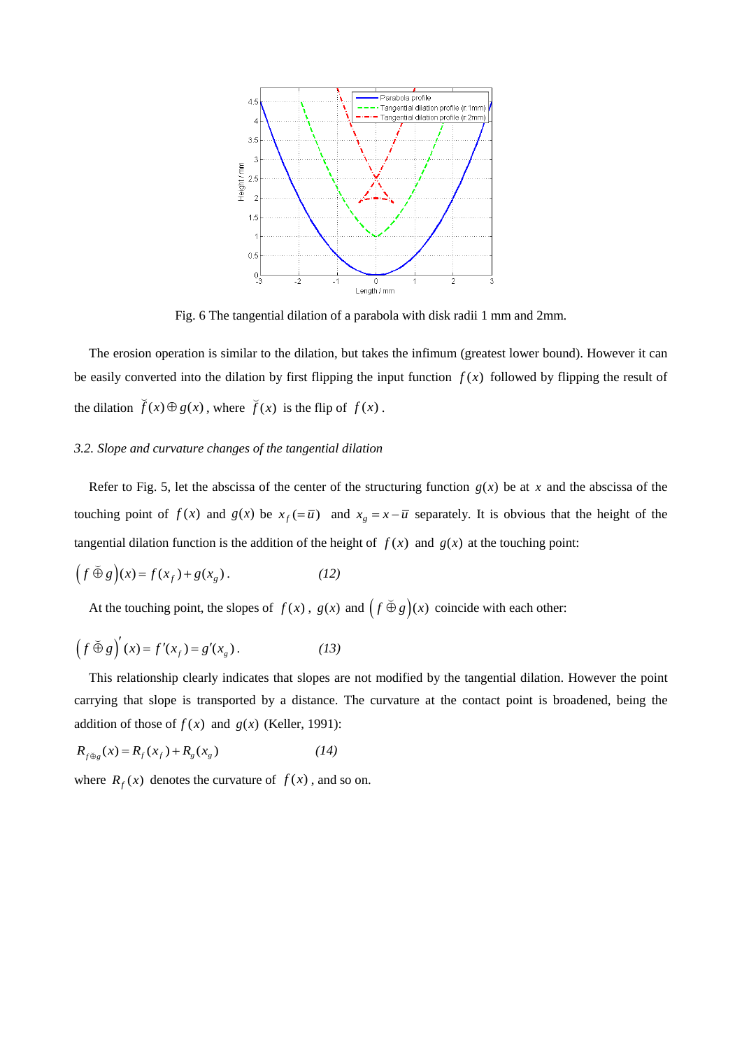Fig. 6 The tangential dilation of a parabola with disk radii 1 mm and 2mm.

The erosion operation is similar to the dilation, but takes the infimum (greatest lower bound). However it can be easily converted into the dilation by first flipping the input function $f(x)$ followed by flipping the result of the dilation $\breve{f}(x) \oplus g(x)$, where $\breve{f}(x)$ is the flip of $f(x)$.

*3.2. Slope and curvature changes of the tangential dilation*

Refer to Fig. 5, let the abscissa of the center of the structuring function $g(x)$ be at $x$ and the abscissa of the touching point of $f(x)$ and $g(x)$ be $x_f (= \bar{u})$ and $x_g = x - \bar{u}$ separately. It is obvious that the height of the tangential dilation function is the addition of the height of $f(x)$ and $g(x)$ at the touching point:

$$\left(f \,\breve{\oplus}\, g\right)(x) = f(x_f) + g(x_g) . \qquad (12)$$

At the touching point, the slopes of $f(x)$, $g(x)$ and $\left(f \,\breve{\oplus}\, g\right)(x)$ coincide with each other:

$$\left(f \,\breve{\oplus}\, g\right)'(x) = f'(x_f) = g'(x_g) . \qquad (13)$$

This relationship clearly indicates that slopes are not modified by the tangential dilation. However the point carrying that slope is transported by a distance. The curvature at the contact point is broadened, being the addition of those of $f(x)$ and $g(x)$ (Keller, 1991):

$$R_{f \oplus g}(x) = R_f(x_f) + R_g(x_g) \qquad (14)$$

where $R_f(x)$ denotes the curvature of $f(x)$, and so on.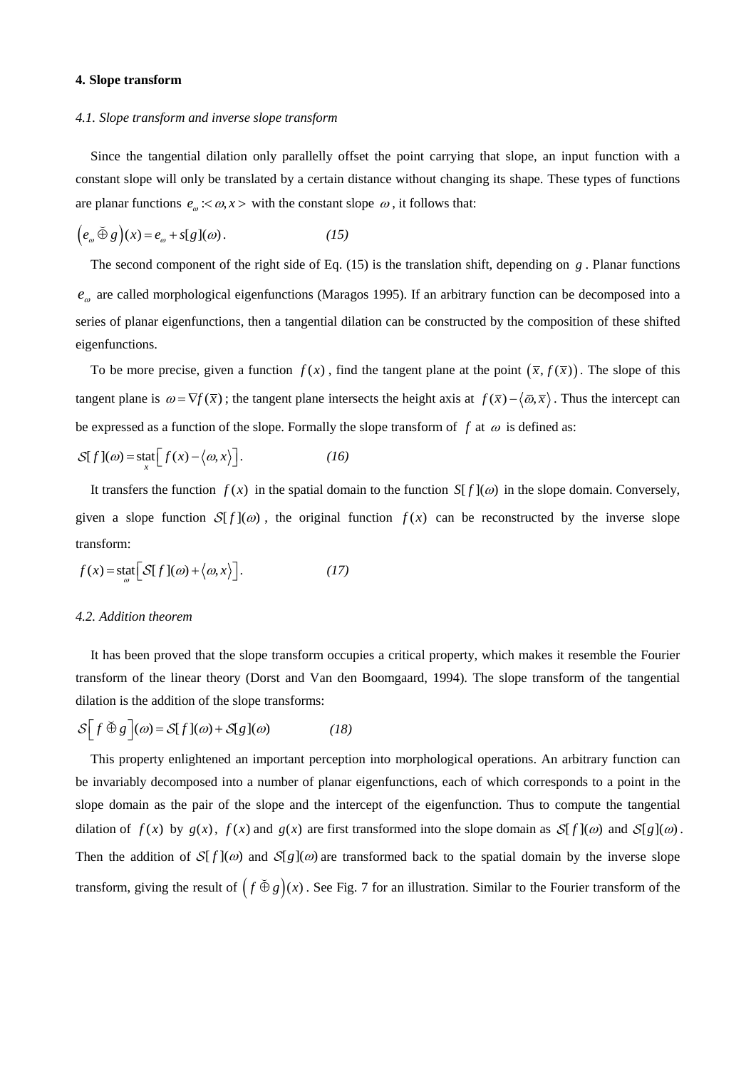## 4. Slope transform

### *4.1. Slope transform and inverse slope transform*

Since the tangential dilation only parallelly offset the point carrying that slope, an input function with a constant slope will only be translated by a certain distance without changing its shape. These types of functions are planar functions $e_{\omega} :< \omega, x >$ with the constant slope $\omega$, it follows that:

$$\left(e_{\omega} \breve{\oplus} g\right)(x) = e_{\omega} + s[g](\omega). \qquad (15)$$

The second component of the right side of Eq. (15) is the translation shift, depending on $g$. Planar functions $e_{\omega}$ are called morphological eigenfunctions (Maragos 1995). If an arbitrary function can be decomposed into a series of planar eigenfunctions, then a tangential dilation can be constructed by the composition of these shifted eigenfunctions.

To be more precise, given a function $f(x)$, find the tangent plane at the point $\left(\bar{x}, f(\bar{x})\right)$. The slope of this tangent plane is $\omega = \nabla f(\bar{x})$; the tangent plane intersects the height axis at $f(\bar{x}) - \left\langle \bar{\omega}, \bar{x} \right\rangle$. Thus the intercept can be expressed as a function of the slope. Formally the slope transform of $f$ at $\omega$ is defined as:

$$\mathcal{S}[f](\omega) = \operatorname*{stat}_{x}\left[ f(x) - \left\langle \omega, x \right\rangle \right]. \qquad (16)$$

It transfers the function $f(x)$ in the spatial domain to the function $S[f](\omega)$ in the slope domain. Conversely, given a slope function $\mathcal{S}[f](\omega)$, the original function $f(x)$ can be reconstructed by the inverse slope transform:

$$f(x) = \operatorname*{stat}_{\omega}\left[ \mathcal{S}[f](\omega) + \left\langle \omega, x \right\rangle \right]. \qquad (17)$$

### *4.2. Addition theorem*

It has been proved that the slope transform occupies a critical property, which makes it resemble the Fourier transform of the linear theory (Dorst and Van den Boomgaard, 1994). The slope transform of the tangential dilation is the addition of the slope transforms:

$$\mathcal{S}\left[ f \breve{\oplus} g \right](\omega) = \mathcal{S}[f](\omega) + \mathcal{S}[g](\omega) \qquad (18)$$

This property enlightened an important perception into morphological operations. An arbitrary function can be invariably decomposed into a number of planar eigenfunctions, each of which corresponds to a point in the slope domain as the pair of the slope and the intercept of the eigenfunction. Thus to compute the tangential dilation of $f(x)$ by $g(x)$, $f(x)$ and $g(x)$ are first transformed into the slope domain as $\mathcal{S}[f](\omega)$ and $\mathcal{S}[g](\omega)$. Then the addition of $\mathcal{S}[f](\omega)$ and $\mathcal{S}[g](\omega)$ are transformed back to the spatial domain by the inverse slope transform, giving the result of $\left( f \breve{\oplus} g \right)(x)$. See Fig. 7 for an illustration. Similar to the Fourier transform of the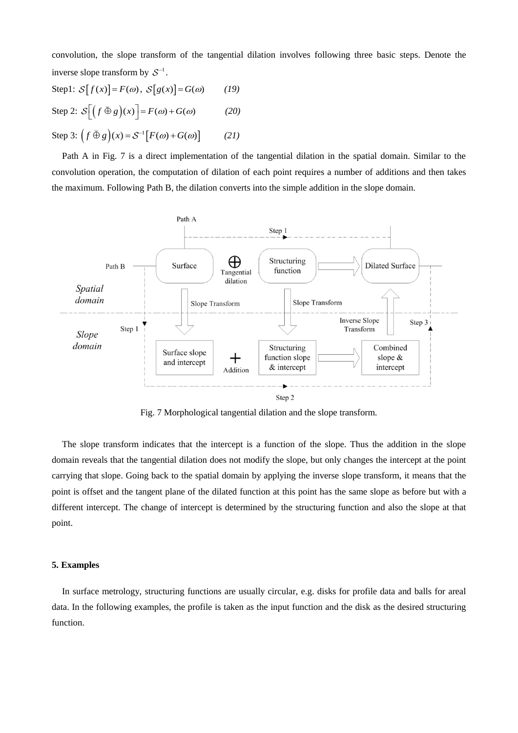convolution, the slope transform of the tangential dilation involves following three basic steps. Denote the inverse slope transform by $\mathcal{S}^{-1}$.

Step1: $\mathcal{S}\left[f(x)\right]=F(\omega)$, $\mathcal{S}\left[g(x)\right]=G(\omega)$   *(19)*

Step 2: $\mathcal{S}\left[\left(f \breve{\oplus} g\right)(x)\right]=F(\omega)+G(\omega)$   *(20)*

Step 3: $\left(f \breve{\oplus} g\right)(x)=\mathcal{S}^{-1}\left[F(\omega)+G(\omega)\right]$   *(21)*

Path A in Fig. 7 is a direct implementation of the tangential dilation in the spatial domain. Similar to the convolution operation, the computation of dilation of each point requires a number of additions and then takes the maximum. Following Path B, the dilation converts into the simple addition in the slope domain.

Fig. 7 Morphological tangential dilation and the slope transform.

The slope transform indicates that the intercept is a function of the slope. Thus the addition in the slope domain reveals that the tangential dilation does not modify the slope, but only changes the intercept at the point carrying that slope. Going back to the spatial domain by applying the inverse slope transform, it means that the point is offset and the tangent plane of the dilated function at this point has the same slope as before but with a different intercept. The change of intercept is determined by the structuring function and also the slope at that point.

## 5. Examples

In surface metrology, structuring functions are usually circular, e.g. disks for profile data and balls for areal data. In the following examples, the profile is taken as the input function and the disk as the desired structuring function.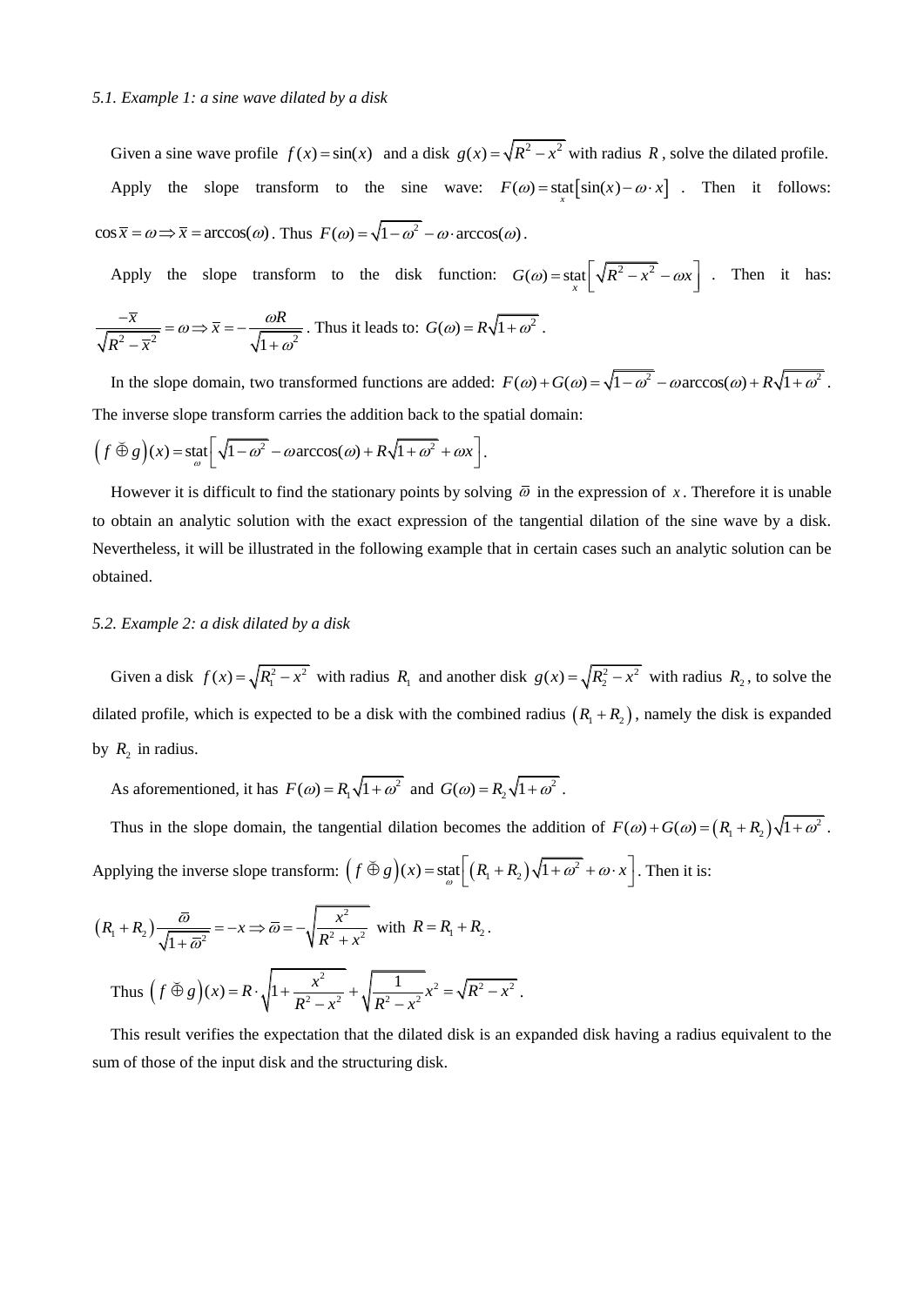*5.1. Example 1: a sine wave dilated by a disk*

Given a sine wave profile $f(x) = \sin(x)$ and a disk $g(x) = \sqrt{R^2 - x^2}$ with radius $R$, solve the dilated profile.

Apply the slope transform to the sine wave: $F(\omega) = \underset{x}{\text{stat}}\left[\sin(x) - \omega \cdot x\right]$. Then it follows: $\cos \bar{x} = \omega \Rightarrow \bar{x} = \arccos(\omega)$. Thus $F(\omega) = \sqrt{1-\omega^2} - \omega \cdot \arccos(\omega)$.

Apply the slope transform to the disk function: $G(\omega) = \underset{x}{\text{stat}}\left[\sqrt{R^2 - x^2} - \omega x\right]$. Then it has: $\frac{-\bar{x}}{\sqrt{R^2 - \bar{x}^2}} = \omega \Rightarrow \bar{x} = -\frac{\omega R}{\sqrt{1+\omega^2}}$. Thus it leads to: $G(\omega) = R\sqrt{1+\omega^2}$.

In the slope domain, two transformed functions are added: $F(\omega) + G(\omega) = \sqrt{1-\omega^2} - \omega \arccos(\omega) + R\sqrt{1+\omega^2}$. The inverse slope transform carries the addition back to the spatial domain:

$\left(f \breve{\oplus} g\right)(x) = \underset{\omega}{\text{stat}}\left[\sqrt{1-\omega^2} - \omega \arccos(\omega) + R\sqrt{1+\omega^2} + \omega x\right]$.

However it is difficult to find the stationary points by solving $\bar{\omega}$ in the expression of $x$. Therefore it is unable to obtain an analytic solution with the exact expression of the tangential dilation of the sine wave by a disk. Nevertheless, it will be illustrated in the following example that in certain cases such an analytic solution can be obtained.

*5.2. Example 2: a disk dilated by a disk*

Given a disk $f(x) = \sqrt{R_1^2 - x^2}$ with radius $R_1$ and another disk $g(x) = \sqrt{R_2^2 - x^2}$ with radius $R_2$, to solve the dilated profile, which is expected to be a disk with the combined radius $(R_1 + R_2)$, namely the disk is expanded by $R_2$ in radius.

As aforementioned, it has $F(\omega) = R_1\sqrt{1+\omega^2}$ and $G(\omega) = R_2\sqrt{1+\omega^2}$.

Thus in the slope domain, the tangential dilation becomes the addition of $F(\omega) + G(\omega) = (R_1 + R_2)\sqrt{1+\omega^2}$. Applying the inverse slope transform: $\left(f \breve{\oplus} g\right)(x) = \underset{\omega}{\text{stat}}\left[(R_1 + R_2)\sqrt{1+\omega^2} + \omega \cdot x\right]$. Then it is:

$$(R_1 + R_2)\frac{\bar{\omega}}{\sqrt{1+\bar{\omega}^2}} = -x \Rightarrow \bar{\omega} = -\sqrt{\frac{x^2}{R^2 + x^2}} \text{ with } R = R_1 + R_2.$$

Thus $\left(f \breve{\oplus} g\right)(x) = R \cdot \sqrt{1 + \frac{x^2}{R^2 - x^2}} + \sqrt{\frac{1}{R^2 - x^2}}x^2 = \sqrt{R^2 - x^2}$.

This result verifies the expectation that the dilated disk is an expanded disk having a radius equivalent to the sum of those of the input disk and the structuring disk.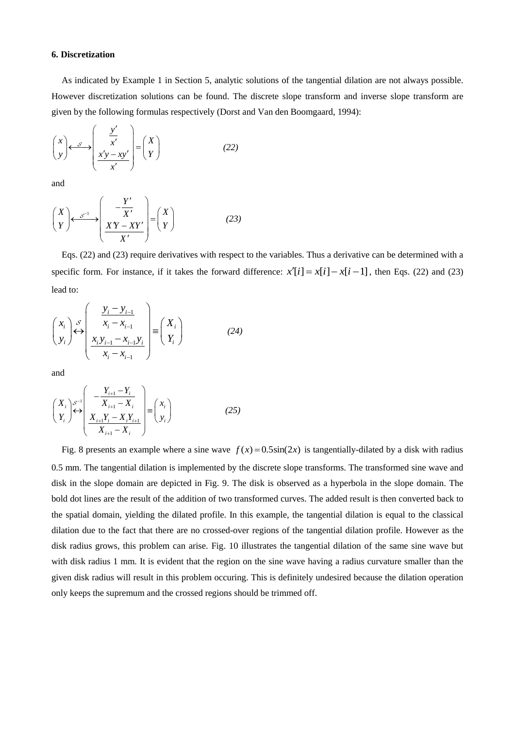**6. Discretization**

As indicated by Example 1 in Section 5, analytic solutions of the tangential dilation are not always possible. However discretization solutions can be found. The discrete slope transform and inverse slope transform are given by the following formulas respectively (Dorst and Van den Boomgaard, 1994):

$$\begin{pmatrix} x \\ y \end{pmatrix} \xleftrightarrow{\mathcal{S}} \begin{pmatrix} \dfrac{y'}{x'} \\ \dfrac{x'y - xy'}{x'} \end{pmatrix} = \begin{pmatrix} X \\ Y \end{pmatrix} \qquad (22)$$

and

$$\begin{pmatrix} X \\ Y \end{pmatrix} \xleftrightarrow{\mathcal{S}^{-1}} \begin{pmatrix} -\dfrac{Y'}{X'} \\ \dfrac{X'Y - XY'}{X'} \end{pmatrix} = \begin{pmatrix} X \\ Y \end{pmatrix} \qquad (23)$$

Eqs. (22) and (23) require derivatives with respect to the variables. Thus a derivative can be determined with a specific form. For instance, if it takes the forward difference: $x'[i] = x[i] - x[i-1]$, then Eqs. (22) and (23) lead to:

$$\begin{pmatrix} x_i \\ y_i \end{pmatrix} \overset{\mathcal{S}}{\leftrightarrow} \begin{pmatrix} \dfrac{y_i - y_{i-1}}{x_i - x_{i-1}} \\ \dfrac{x_i y_{i-1} - x_{i-1} y_i}{x_i - x_{i-1}} \end{pmatrix} \equiv \begin{pmatrix} X_i \\ Y_i \end{pmatrix} \qquad (24)$$

and

$$\begin{pmatrix} X_i \\ Y_i \end{pmatrix} \overset{\mathcal{S}^{-1}}{\leftrightarrow} \begin{pmatrix} -\dfrac{Y_{i+1} - Y_i}{X_{i+1} - X_i} \\ \dfrac{X_{i+1} Y_i - X_i Y_{i+1}}{X_{i+1} - X_i} \end{pmatrix} \equiv \begin{pmatrix} x_i \\ y_i \end{pmatrix} \qquad (25)$$

Fig. 8 presents an example where a sine wave $f(x) = 0.5\sin(2x)$ is tangentially-dilated by a disk with radius 0.5 mm. The tangential dilation is implemented by the discrete slope transforms. The transformed sine wave and disk in the slope domain are depicted in Fig. 9. The disk is observed as a hyperbola in the slope domain. The bold dot lines are the result of the addition of two transformed curves. The added result is then converted back to the spatial domain, yielding the dilated profile. In this example, the tangential dilation is equal to the classical dilation due to the fact that there are no crossed-over regions of the tangential dilation profile. However as the disk radius grows, this problem can arise. Fig. 10 illustrates the tangential dilation of the same sine wave but with disk radius 1 mm. It is evident that the region on the sine wave having a radius curvature smaller than the given disk radius will result in this problem occuring. This is definitely undesired because the dilation operation only keeps the supremum and the crossed regions should be trimmed off.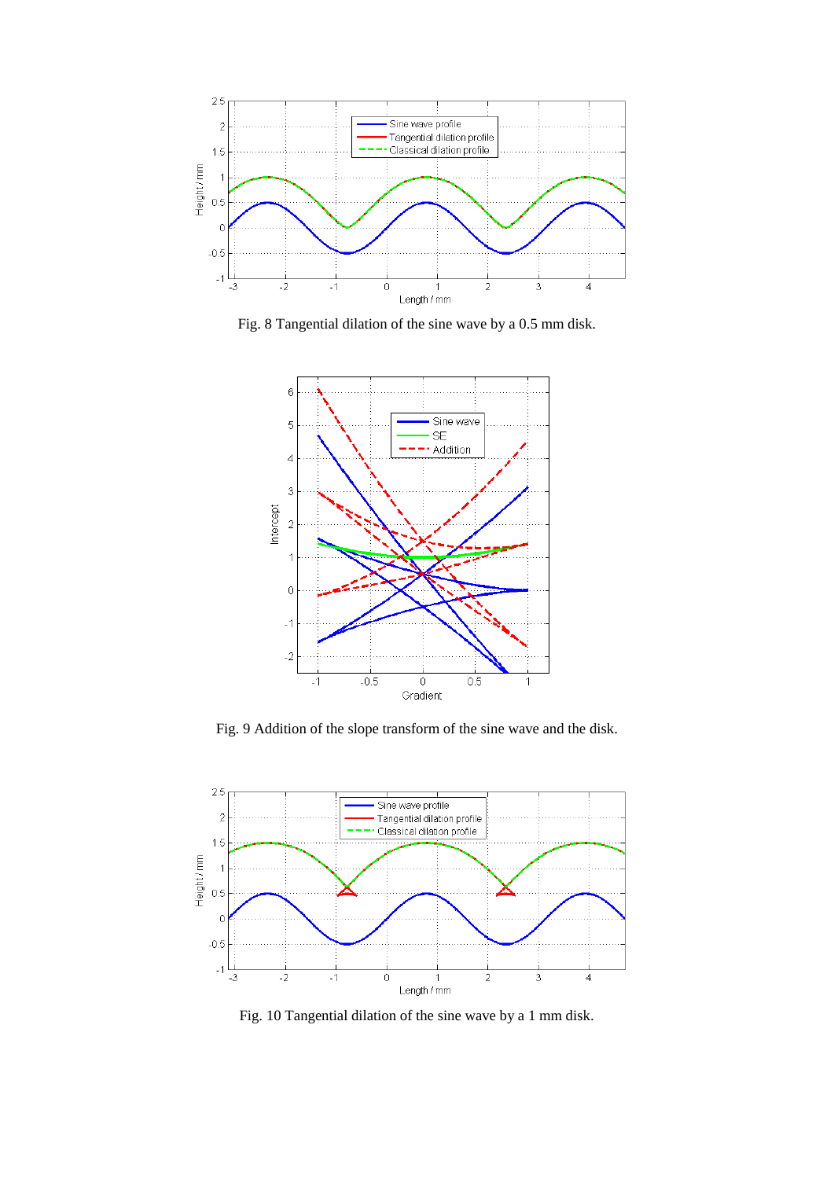Fig. 8 Tangential dilation of the sine wave by a 0.5 mm disk.

Fig. 9 Addition of the slope transform of the sine wave and the disk.

Fig. 10 Tangential dilation of the sine wave by a 1 mm disk.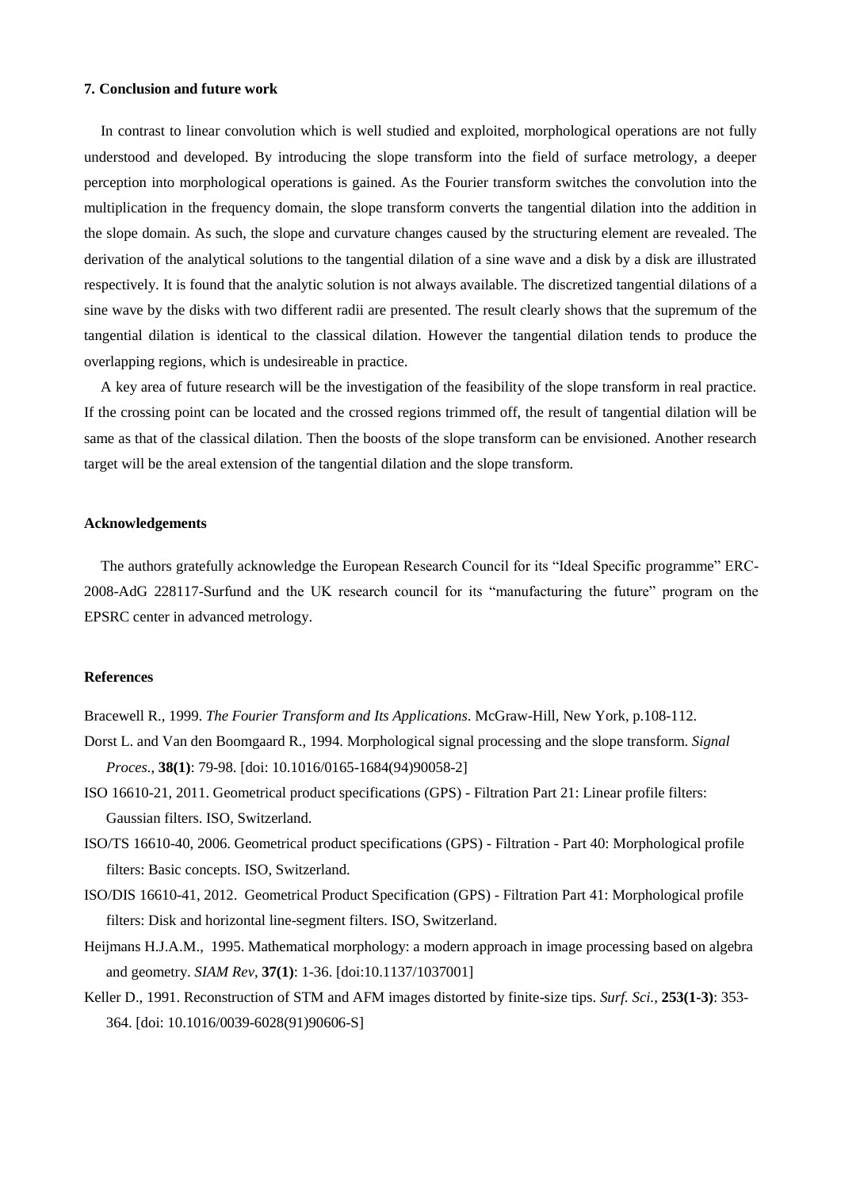## 7. Conclusion and future work

In contrast to linear convolution which is well studied and exploited, morphological operations are not fully understood and developed. By introducing the slope transform into the field of surface metrology, a deeper perception into morphological operations is gained. As the Fourier transform switches the convolution into the multiplication in the frequency domain, the slope transform converts the tangential dilation into the addition in the slope domain. As such, the slope and curvature changes caused by the structuring element are revealed. The derivation of the analytical solutions to the tangential dilation of a sine wave and a disk by a disk are illustrated respectively. It is found that the analytic solution is not always available. The discretized tangential dilations of a sine wave by the disks with two different radii are presented. The result clearly shows that the supremum of the tangential dilation is identical to the classical dilation. However the tangential dilation tends to produce the overlapping regions, which is undesireable in practice.

A key area of future research will be the investigation of the feasibility of the slope transform in real practice. If the crossing point can be located and the crossed regions trimmed off, the result of tangential dilation will be same as that of the classical dilation. Then the boosts of the slope transform can be envisioned. Another research target will be the areal extension of the tangential dilation and the slope transform.

## Acknowledgements

The authors gratefully acknowledge the European Research Council for its "Ideal Specific programme" ERC-2008-AdG 228117-Surfund and the UK research council for its "manufacturing the future" program on the EPSRC center in advanced metrology.

## References

Bracewell R., 1999. *The Fourier Transform and Its Applications*. McGraw-Hill, New York, p.108-112.

Dorst L. and Van den Boomgaard R., 1994. Morphological signal processing and the slope transform. *Signal Proces.*, **38(1)**: 79-98. [doi: 10.1016/0165-1684(94)90058-2]

ISO 16610-21, 2011. Geometrical product specifications (GPS) - Filtration Part 21: Linear profile filters: Gaussian filters. ISO, Switzerland.

ISO/TS 16610-40, 2006. Geometrical product specifications (GPS) - Filtration - Part 40: Morphological profile filters: Basic concepts. ISO, Switzerland.

ISO/DIS 16610-41, 2012. Geometrical Product Specification (GPS) - Filtration Part 41: Morphological profile filters: Disk and horizontal line-segment filters. ISO, Switzerland.

Heijmans H.J.A.M., 1995. Mathematical morphology: a modern approach in image processing based on algebra and geometry. *SIAM Rev*, **37(1)**: 1-36. [doi:10.1137/1037001]

Keller D., 1991. Reconstruction of STM and AFM images distorted by finite-size tips. *Surf. Sci.*, **253(1-3)**: 353-364. [doi: 10.1016/0039-6028(91)90606-S]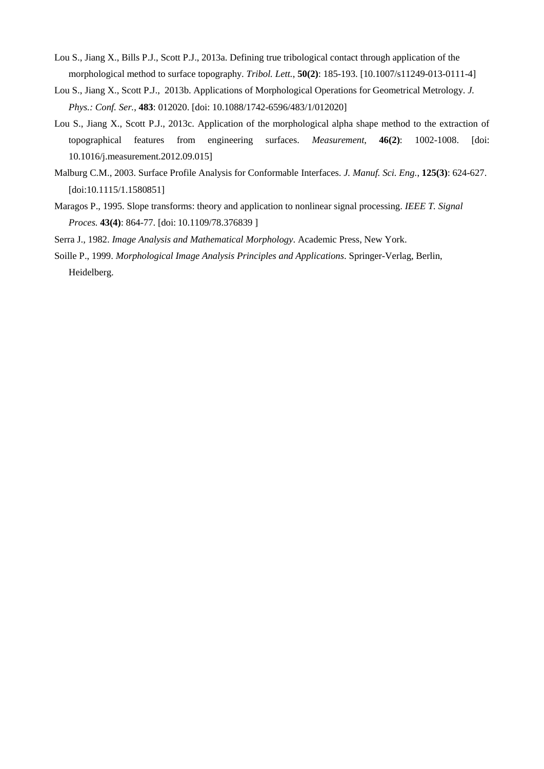Lou S., Jiang X., Bills P.J., Scott P.J., 2013a. Defining true tribological contact through application of the morphological method to surface topography. *Tribol. Lett.*, **50(2)**: 185-193. [10.1007/s11249-013-0111-4]

Lou S., Jiang X., Scott P.J., 2013b. Applications of Morphological Operations for Geometrical Metrology. *J. Phys.: Conf. Ser.*, **483**: 012020. [doi: 10.1088/1742-6596/483/1/012020]

Lou S., Jiang X., Scott P.J., 2013c. Application of the morphological alpha shape method to the extraction of topographical features from engineering surfaces. *Measurement*, **46(2)**: 1002-1008. [doi: 10.1016/j.measurement.2012.09.015]

Malburg C.M., 2003. Surface Profile Analysis for Conformable Interfaces. *J. Manuf. Sci. Eng.*, **125(3)**: 624-627. [doi:10.1115/1.1580851]

Maragos P., 1995. Slope transforms: theory and application to nonlinear signal processing. *IEEE T. Signal Proces.* **43(4)**: 864-77. [doi: 10.1109/78.376839 ]

Serra J., 1982. *Image Analysis and Mathematical Morphology*. Academic Press, New York.

Soille P., 1999. *Morphological Image Analysis Principles and Applications*. Springer-Verlag, Berlin, Heidelberg.